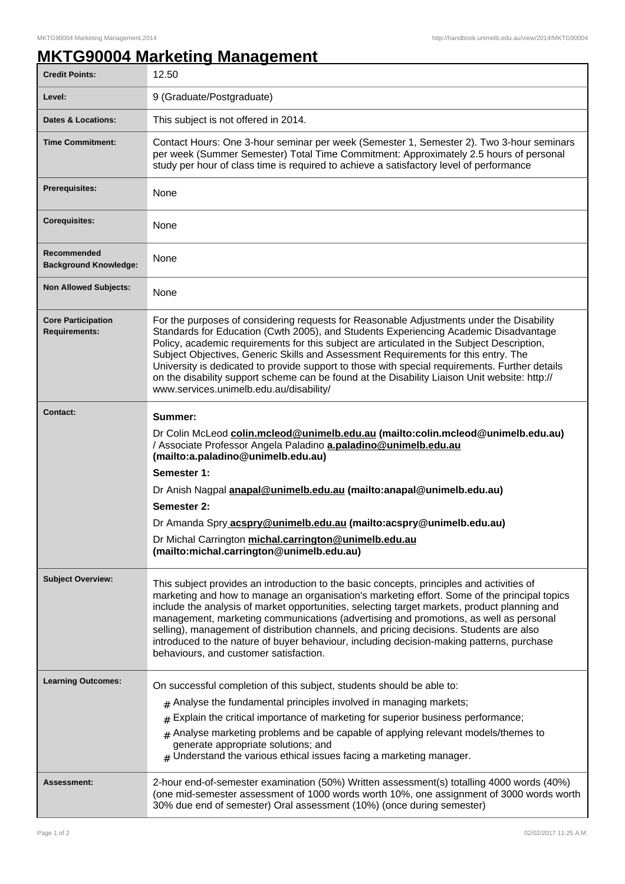# MKTG90004 Marketing Management

| | |
|---|---|
| **Credit Points:** | 12.50 |
| **Level:** | 9 (Graduate/Postgraduate) |
| **Dates & Locations:** | This subject is not offered in 2014. |
| **Time Commitment:** | Contact Hours: One 3-hour seminar per week (Semester 1, Semester 2). Two 3-hour seminars per week (Summer Semester) Total Time Commitment: Approximately 2.5 hours of personal study per hour of class time is required to achieve a satisfactory level of performance |
| **Prerequisites:** | None |
| **Corequisites:** | None |
| **Recommended Background Knowledge:** | None |
| **Non Allowed Subjects:** | None |
| **Core Participation Requirements:** | For the purposes of considering requests for Reasonable Adjustments under the Disability Standards for Education (Cwth 2005), and Students Experiencing Academic Disadvantage Policy, academic requirements for this subject are articulated in the Subject Description, Subject Objectives, Generic Skills and Assessment Requirements for this entry. The University is dedicated to provide support to those with special requirements. Further details on the disability support scheme can be found at the Disability Liaison Unit website: http://www.services.unimelb.edu.au/disability/ |
| **Contact:** | **Summer:** <br> Dr Colin McLeod **colin.mcleod@unimelb.edu.au (mailto:colin.mcleod@unimelb.edu.au)** / Associate Professor Angela Paladino **a.paladino@unimelb.edu.au (mailto:a.paladino@unimelb.edu.au)** <br> **Semester 1:** <br> Dr Anish Nagpal **anapal@unimelb.edu.au (mailto:anapal@unimelb.edu.au)** <br> **Semester 2:** <br> Dr Amanda Spry **acspry@unimelb.edu.au (mailto:acspry@unimelb.edu.au)** <br> Dr Michal Carrington **michal.carrington@unimelb.edu.au (mailto:michal.carrington@unimelb.edu.au)** |
| **Subject Overview:** | This subject provides an introduction to the basic concepts, principles and activities of marketing and how to manage an organisation's marketing effort. Some of the principal topics include the analysis of market opportunities, selecting target markets, product planning and management, marketing communications (advertising and promotions, as well as personal selling), management of distribution channels, and pricing decisions. Students are also introduced to the nature of buyer behaviour, including decision-making patterns, purchase behaviours, and customer satisfaction. |
| **Learning Outcomes:** | On successful completion of this subject, students should be able to: <br> # Analyse the fundamental principles involved in managing markets; <br> # Explain the critical importance of marketing for superior business performance; <br> # Analyse marketing problems and be capable of applying relevant models/themes to generate appropriate solutions; and <br> # Understand the various ethical issues facing a marketing manager. |
| **Assessment:** | 2-hour end-of-semester examination (50%) Written assessment(s) totalling 4000 words (40%) (one mid-semester assessment of 1000 words worth 10%, one assignment of 3000 words worth 30% due end of semester) Oral assessment (10%) (once during semester) |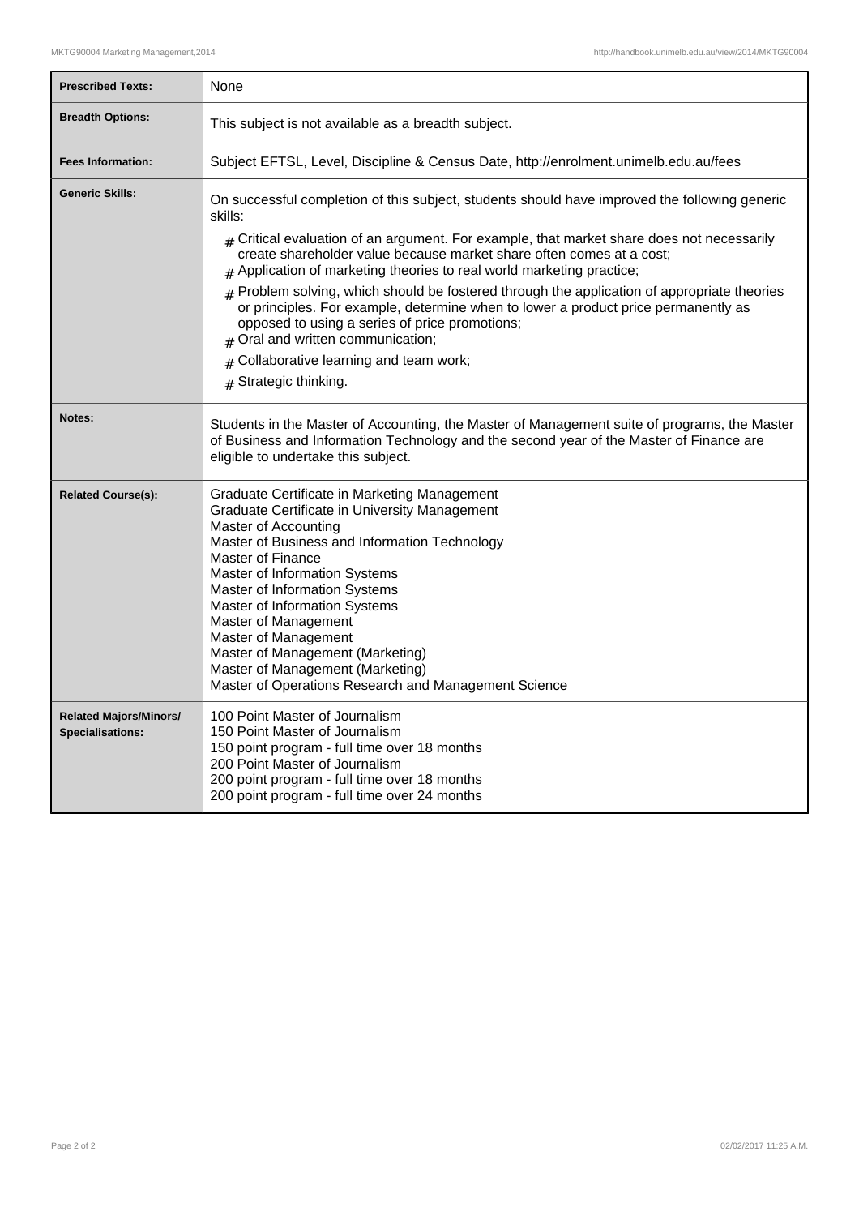| | |
|---|---|
| **Prescribed Texts:** | None |
| **Breadth Options:** | This subject is not available as a breadth subject. |
| **Fees Information:** | Subject EFTSL, Level, Discipline & Census Date, http://enrolment.unimelb.edu.au/fees |
| **Generic Skills:** | On successful completion of this subject, students should have improved the following generic skills:<br># Critical evaluation of an argument. For example, that market share does not necessarily create shareholder value because market share often comes at a cost;<br># Application of marketing theories to real world marketing practice;<br># Problem solving, which should be fostered through the application of appropriate theories or principles. For example, determine when to lower a product price permanently as opposed to using a series of price promotions;<br># Oral and written communication;<br># Collaborative learning and team work;<br># Strategic thinking. |
| **Notes:** | Students in the Master of Accounting, the Master of Management suite of programs, the Master of Business and Information Technology and the second year of the Master of Finance are eligible to undertake this subject. |
| **Related Course(s):** | Graduate Certificate in Marketing Management<br>Graduate Certificate in University Management<br>Master of Accounting<br>Master of Business and Information Technology<br>Master of Finance<br>Master of Information Systems<br>Master of Information Systems<br>Master of Information Systems<br>Master of Management<br>Master of Management<br>Master of Management (Marketing)<br>Master of Management (Marketing)<br>Master of Operations Research and Management Science |
| **Related Majors/Minors/ Specialisations:** | 100 Point Master of Journalism<br>150 Point Master of Journalism<br>150 point program - full time over 18 months<br>200 Point Master of Journalism<br>200 point program - full time over 18 months<br>200 point program - full time over 24 months |